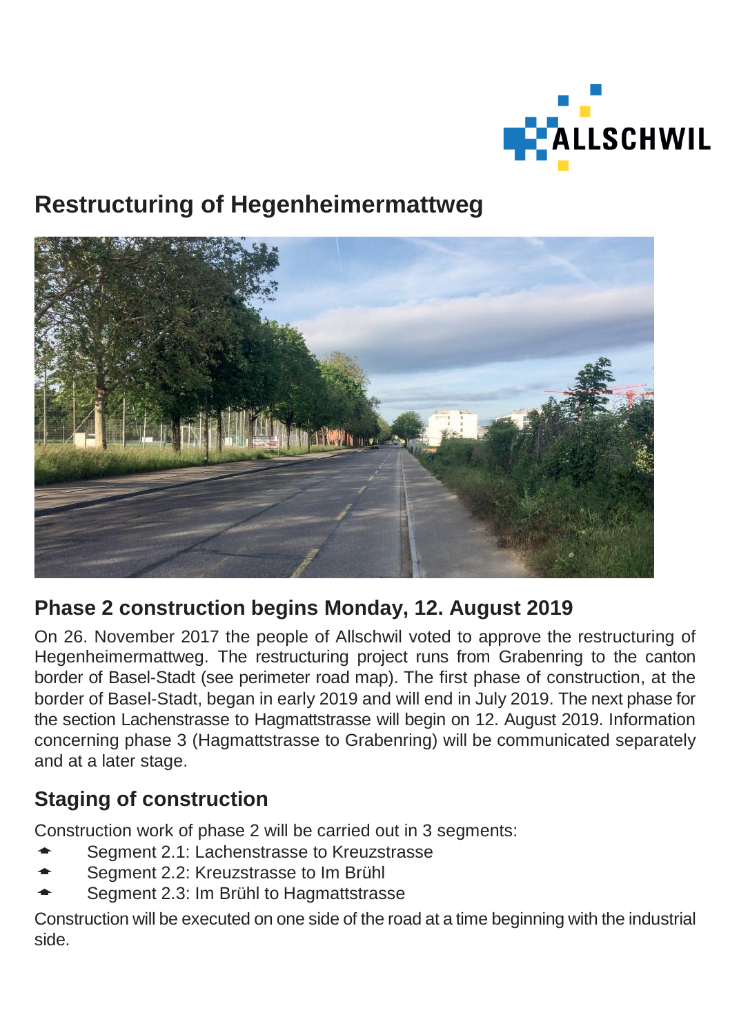# Restructuring of Hegenheimermattweg

## Phase 2 construction begins Monday, 12. August 2019

On 26. November 2017 the people of Allschwil voted to approve the restructuring of Hegenheimermattweg. The restructuring project runs from Grabenring to the canton border of Basel-Stadt (see perimeter road map). The first phase of construction, at the border of Basel-Stadt, began in early 2019 and will end in July 2019. The next phase for the section Lachenstrasse to Hagmattstrasse will begin on 12. August 2019. Information concerning phase 3 (Hagmattstrasse to Grabenring) will be communicated separately and at a later stage.

## Staging of construction

Construction work of phase 2 will be carried out in 3 segments:

- Segment 2.1: Lachenstrasse to Kreuzstrasse
- Segment 2.2: Kreuzstrasse to Im Brühl
- Segment 2.3: Im Brühl to Hagmattstrasse

Construction will be executed on one side of the road at a time beginning with the industrial side.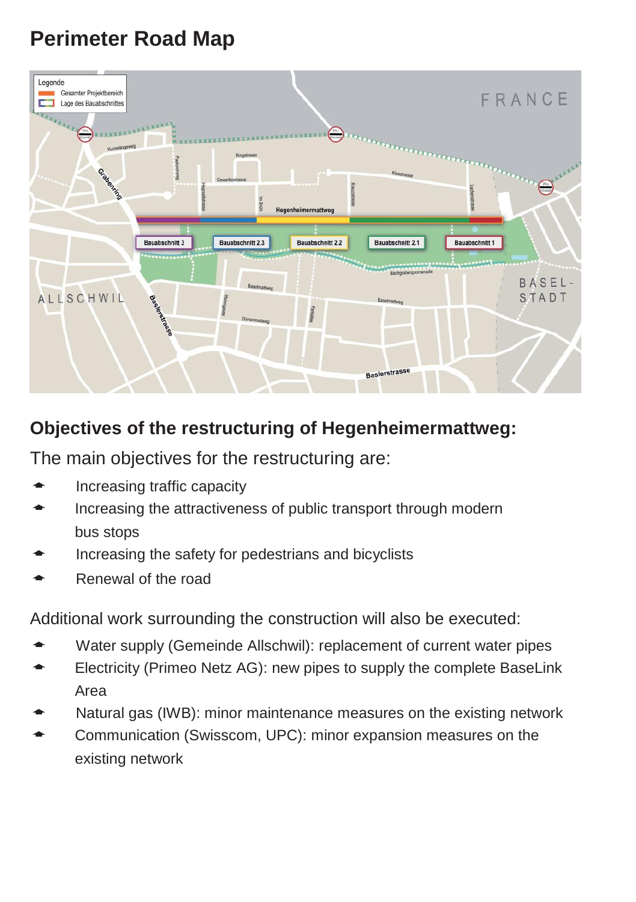## Perimeter Road Map

## Objectives of the restructuring of Hegenheimermattweg:

The main objectives for the restructuring are:

- Increasing traffic capacity
- Increasing the attractiveness of public transport through modern bus stops
- Increasing the safety for pedestrians and bicyclists
- Renewal of the road

Additional work surrounding the construction will also be executed:

- Water supply (Gemeinde Allschwil): replacement of current water pipes
- Electricity (Primeo Netz AG): new pipes to supply the complete BaseLink Area
- Natural gas (IWB): minor maintenance measures on the existing network
- Communication (Swisscom, UPC): minor expansion measures on the existing network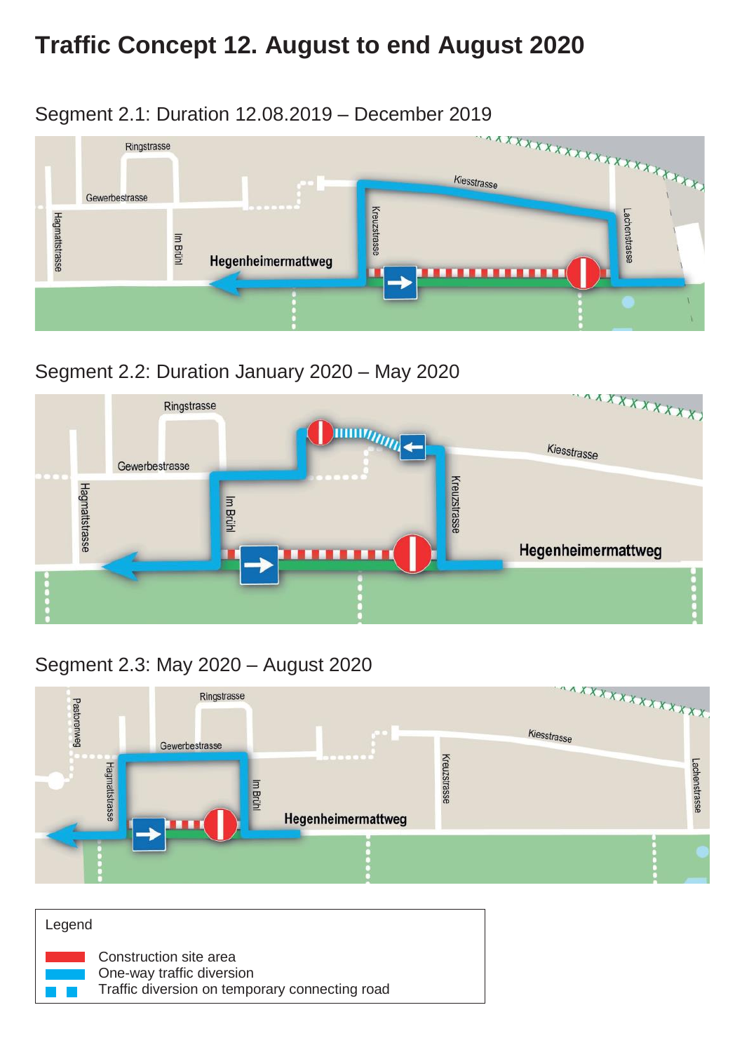# Traffic Concept 12. August to end August 2020

## Segment 2.1: Duration 12.08.2019 – December 2019

Ringstrasse
Gewerbestrasse
Hagmattstrasse
Im Brühl
Hegenheimermattweg
Kreuzstrasse
Kiesstrasse
Lachenstrasse

## Segment 2.2: Duration January 2020 – May 2020

Ringstrasse
Gewerbestrasse
Hagmattstrasse
Im Brühl
Kreuzstrasse
Kiesstrasse
Hegenheimermattweg

## Segment 2.3: May 2020 – August 2020

Pastorenweg
Ringstrasse
Gewerbestrasse
Hagmattstrasse
Im Brühl
Hegenheimermattweg
Kreuzstrasse
Kiesstrasse
Lachenstrasse

Legend

- Construction site area
- One-way traffic diversion
- Traffic diversion on temporary connecting road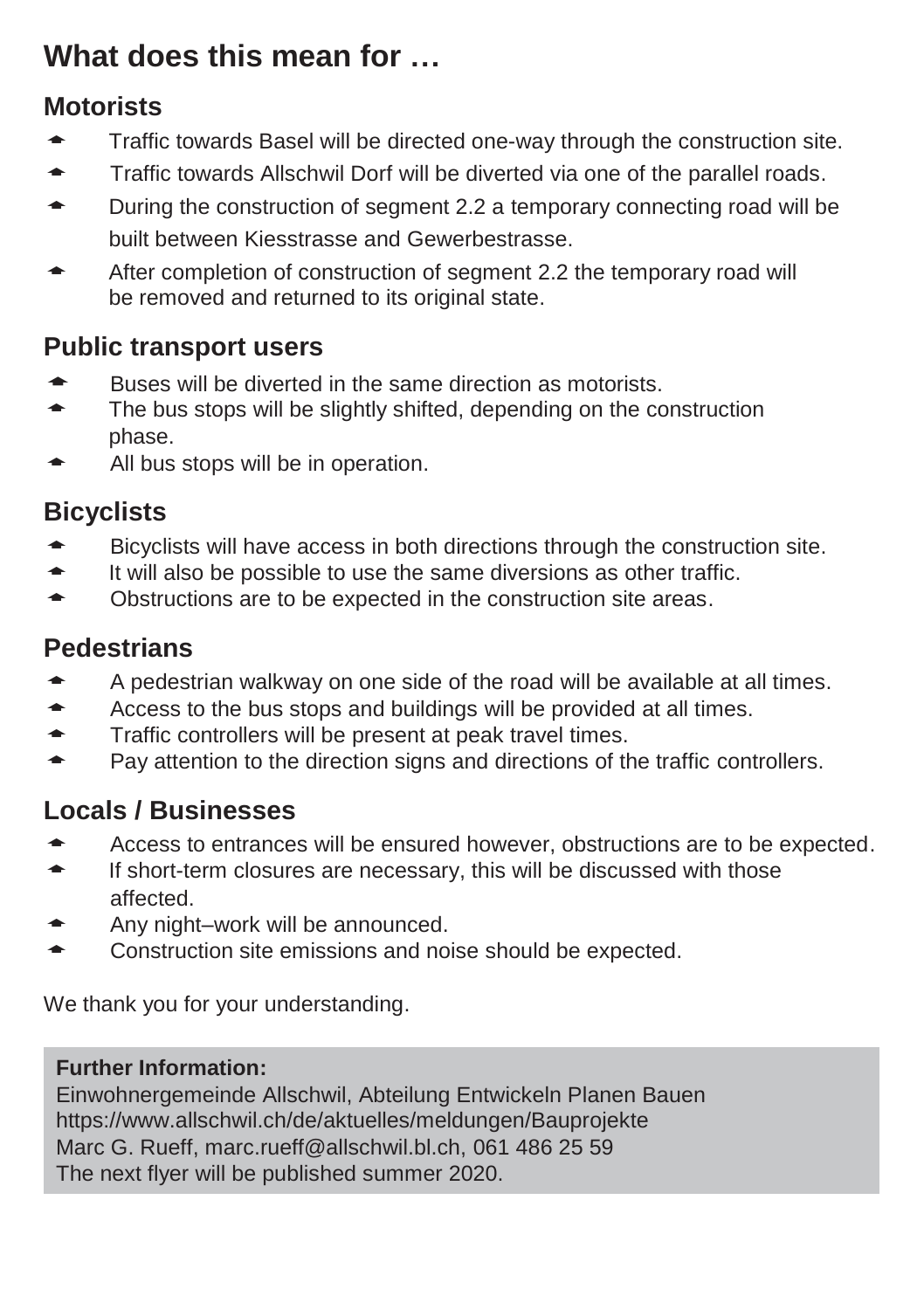# What does this mean for …

## Motorists

- Traffic towards Basel will be directed one-way through the construction site.
- Traffic towards Allschwil Dorf will be diverted via one of the parallel roads.
- During the construction of segment 2.2 a temporary connecting road will be built between Kiesstrasse and Gewerbestrasse.
- After completion of construction of segment 2.2 the temporary road will be removed and returned to its original state.

## Public transport users

- Buses will be diverted in the same direction as motorists.
- The bus stops will be slightly shifted, depending on the construction phase.
- All bus stops will be in operation.

## Bicyclists

- Bicyclists will have access in both directions through the construction site.
- It will also be possible to use the same diversions as other traffic.
- Obstructions are to be expected in the construction site areas.

## Pedestrians

- A pedestrian walkway on one side of the road will be available at all times.
- Access to the bus stops and buildings will be provided at all times.
- Traffic controllers will be present at peak travel times.
- Pay attention to the direction signs and directions of the traffic controllers.

## Locals / Businesses

- Access to entrances will be ensured however, obstructions are to be expected.
- If short-term closures are necessary, this will be discussed with those affected.
- Any night–work will be announced.
- Construction site emissions and noise should be expected.

We thank you for your understanding.

**Further Information:**
Einwohnergemeinde Allschwil, Abteilung Entwickeln Planen Bauen
https://www.allschwil.ch/de/aktuelles/meldungen/Bauprojekte
Marc G. Rueff, marc.rueff@allschwil.bl.ch, 061 486 25 59
The next flyer will be published summer 2020.